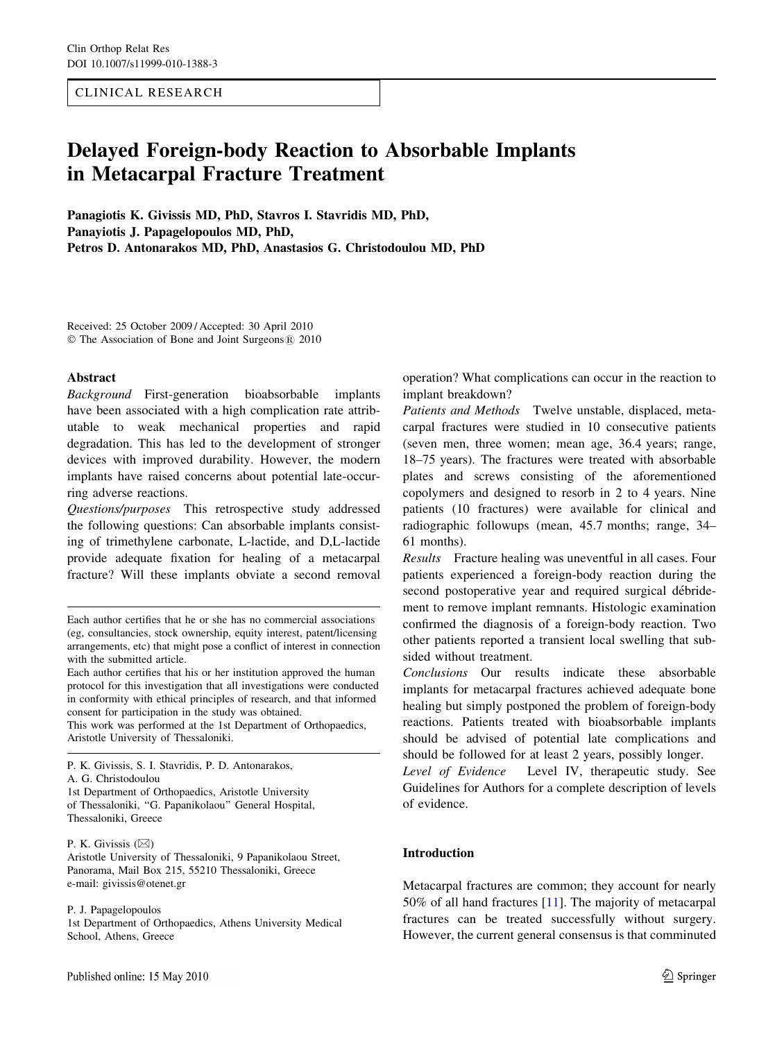CLINICAL RESEARCH

# Delayed Foreign-body Reaction to Absorbable Implants in Metacarpal Fracture Treatment

**Panagiotis K. Givissis MD, PhD, Stavros I. Stavridis MD, PhD, Panayiotis J. Papagelopoulos MD, PhD, Petros D. Antonarakos MD, PhD, Anastasios G. Christodoulou MD, PhD**

Received: 25 October 2009 / Accepted: 30 April 2010
© The Association of Bone and Joint Surgeons® 2010

## Abstract

*Background* First-generation bioabsorbable implants have been associated with a high complication rate attributable to weak mechanical properties and rapid degradation. This has led to the development of stronger devices with improved durability. However, the modern implants have raised concerns about potential late-occurring adverse reactions.

*Questions/purposes* This retrospective study addressed the following questions: Can absorbable implants consisting of trimethylene carbonate, L-lactide, and D,L-lactide provide adequate fixation for healing of a metacarpal fracture? Will these implants obviate a second removal operation? What complications can occur in the reaction to implant breakdown?

*Patients and Methods* Twelve unstable, displaced, metacarpal fractures were studied in 10 consecutive patients (seven men, three women; mean age, 36.4 years; range, 18–75 years). The fractures were treated with absorbable plates and screws consisting of the aforementioned copolymers and designed to resorb in 2 to 4 years. Nine patients (10 fractures) were available for clinical and radiographic followups (mean, 45.7 months; range, 34–61 months).

*Results* Fracture healing was uneventful in all cases. Four patients experienced a foreign-body reaction during the second postoperative year and required surgical débridement to remove implant remnants. Histologic examination confirmed the diagnosis of a foreign-body reaction. Two other patients reported a transient local swelling that subsided without treatment.

*Conclusions* Our results indicate these absorbable implants for metacarpal fractures achieved adequate bone healing but simply postponed the problem of foreign-body reactions. Patients treated with bioabsorbable implants should be advised of potential late complications and should be followed for at least 2 years, possibly longer.

*Level of Evidence* Level IV, therapeutic study. See Guidelines for Authors for a complete description of levels of evidence.

Each author certifies that he or she has no commercial associations (eg, consultancies, stock ownership, equity interest, patent/licensing arrangements, etc) that might pose a conflict of interest in connection with the submitted article.
Each author certifies that his or her institution approved the human protocol for this investigation that all investigations were conducted in conformity with ethical principles of research, and that informed consent for participation in the study was obtained.
This work was performed at the 1st Department of Orthopaedics, Aristotle University of Thessaloniki.

P. K. Givissis, S. I. Stavridis, P. D. Antonarakos, A. G. Christodoulou
1st Department of Orthopaedics, Aristotle University of Thessaloniki, "G. Papanikolaou" General Hospital, Thessaloniki, Greece

P. K. Givissis (✉)
Aristotle University of Thessaloniki, 9 Papanikolaou Street, Panorama, Mail Box 215, 55210 Thessaloniki, Greece
e-mail: givissis@otenet.gr

P. J. Papagelopoulos
1st Department of Orthopaedics, Athens University Medical School, Athens, Greece

## Introduction

Metacarpal fractures are common; they account for nearly 50% of all hand fractures [11]. The majority of metacarpal fractures can be treated successfully without surgery. However, the current general consensus is that comminuted

Published online: 15 May 2010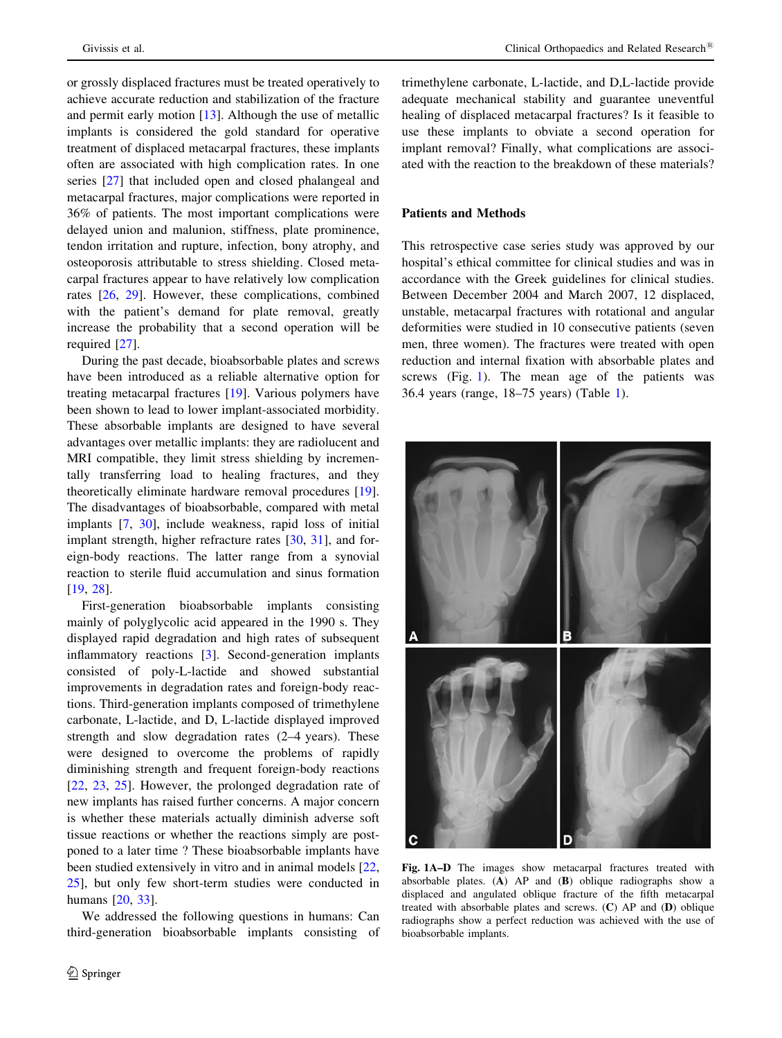or grossly displaced fractures must be treated operatively to achieve accurate reduction and stabilization of the fracture and permit early motion [13]. Although the use of metallic implants is considered the gold standard for operative treatment of displaced metacarpal fractures, these implants often are associated with high complication rates. In one series [27] that included open and closed phalangeal and metacarpal fractures, major complications were reported in 36% of patients. The most important complications were delayed union and malunion, stiffness, plate prominence, tendon irritation and rupture, infection, bony atrophy, and osteoporosis attributable to stress shielding. Closed metacarpal fractures appear to have relatively low complication rates [26, 29]. However, these complications, combined with the patient's demand for plate removal, greatly increase the probability that a second operation will be required [27].

During the past decade, bioabsorbable plates and screws have been introduced as a reliable alternative option for treating metacarpal fractures [19]. Various polymers have been shown to lead to lower implant-associated morbidity. These absorbable implants are designed to have several advantages over metallic implants: they are radiolucent and MRI compatible, they limit stress shielding by incrementally transferring load to healing fractures, and they theoretically eliminate hardware removal procedures [19]. The disadvantages of bioabsorbable, compared with metal implants [7, 30], include weakness, rapid loss of initial implant strength, higher refracture rates [30, 31], and foreign-body reactions. The latter range from a synovial reaction to sterile fluid accumulation and sinus formation [19, 28].

First-generation bioabsorbable implants consisting mainly of polyglycolic acid appeared in the 1990 s. They displayed rapid degradation and high rates of subsequent inflammatory reactions [3]. Second-generation implants consisted of poly-L-lactide and showed substantial improvements in degradation rates and foreign-body reactions. Third-generation implants composed of trimethylene carbonate, L-lactide, and D, L-lactide displayed improved strength and slow degradation rates (2–4 years). These were designed to overcome the problems of rapidly diminishing strength and frequent foreign-body reactions [22, 23, 25]. However, the prolonged degradation rate of new implants has raised further concerns. A major concern is whether these materials actually diminish adverse soft tissue reactions or whether the reactions simply are postponed to a later time ? These bioabsorbable implants have been studied extensively in vitro and in animal models [22, 25], but only few short-term studies were conducted in humans [20, 33].

We addressed the following questions in humans: Can third-generation bioabsorbable implants consisting of trimethylene carbonate, L-lactide, and D,L-lactide provide adequate mechanical stability and guarantee uneventful healing of displaced metacarpal fractures? Is it feasible to use these implants to obviate a second operation for implant removal? Finally, what complications are associated with the reaction to the breakdown of these materials?

## Patients and Methods

This retrospective case series study was approved by our hospital's ethical committee for clinical studies and was in accordance with the Greek guidelines for clinical studies. Between December 2004 and March 2007, 12 displaced, unstable, metacarpal fractures with rotational and angular deformities were studied in 10 consecutive patients (seven men, three women). The fractures were treated with open reduction and internal fixation with absorbable plates and screws (Fig. 1). The mean age of the patients was 36.4 years (range, 18–75 years) (Table 1).

**Fig. 1A–D** The images show metacarpal fractures treated with absorbable plates. (**A**) AP and (**B**) oblique radiographs show a displaced and angulated oblique fracture of the fifth metacarpal treated with absorbable plates and screws. (**C**) AP and (**D**) oblique radiographs show a perfect reduction was achieved with the use of bioabsorbable implants.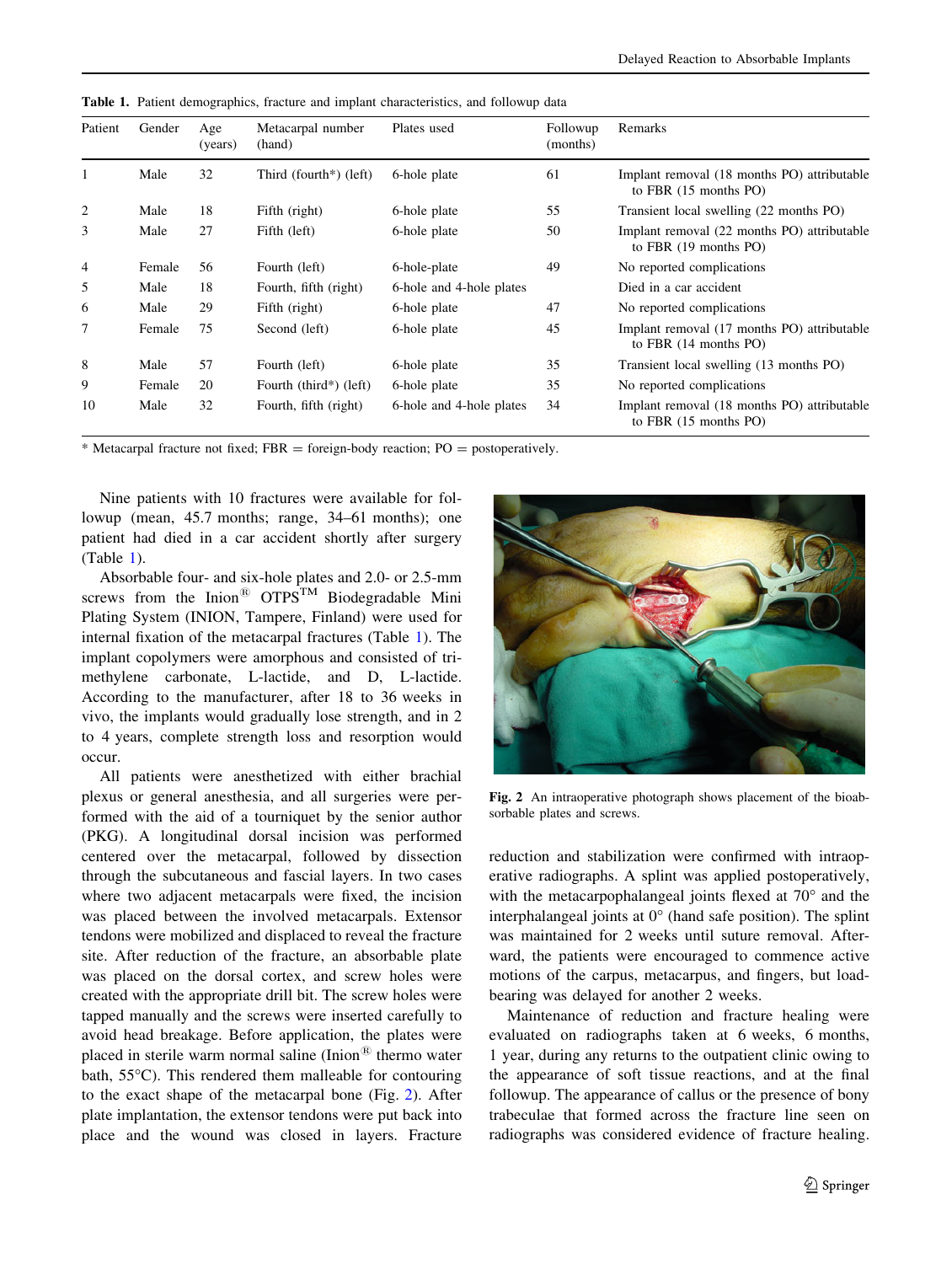**Table 1.** Patient demographics, fracture and implant characteristics, and followup data

| Patient | Gender | Age (years) | Metacarpal number (hand) | Plates used | Followup (months) | Remarks |
|---|---|---|---|---|---|---|
| 1 | Male | 32 | Third (fourth*) (left) | 6-hole plate | 61 | Implant removal (18 months PO) attributable to FBR (15 months PO) |
| 2 | Male | 18 | Fifth (right) | 6-hole plate | 55 | Transient local swelling (22 months PO) |
| 3 | Male | 27 | Fifth (left) | 6-hole plate | 50 | Implant removal (22 months PO) attributable to FBR (19 months PO) |
| 4 | Female | 56 | Fourth (left) | 6-hole-plate | 49 | No reported complications |
| 5 | Male | 18 | Fourth, fifth (right) | 6-hole and 4-hole plates | | Died in a car accident |
| 6 | Male | 29 | Fifth (right) | 6-hole plate | 47 | No reported complications |
| 7 | Female | 75 | Second (left) | 6-hole plate | 45 | Implant removal (17 months PO) attributable to FBR (14 months PO) |
| 8 | Male | 57 | Fourth (left) | 6-hole plate | 35 | Transient local swelling (13 months PO) |
| 9 | Female | 20 | Fourth (third*) (left) | 6-hole plate | 35 | No reported complications |
| 10 | Male | 32 | Fourth, fifth (right) | 6-hole and 4-hole plates | 34 | Implant removal (18 months PO) attributable to FBR (15 months PO) |

* Metacarpal fracture not fixed; FBR = foreign-body reaction; PO = postoperatively.

Nine patients with 10 fractures were available for followup (mean, 45.7 months; range, 34–61 months); one patient had died in a car accident shortly after surgery (Table 1).

Absorbable four- and six-hole plates and 2.0- or 2.5-mm screws from the Inion® OTPS™ Biodegradable Mini Plating System (INION, Tampere, Finland) were used for internal fixation of the metacarpal fractures (Table 1). The implant copolymers were amorphous and consisted of trimethylene carbonate, L-lactide, and D, L-lactide. According to the manufacturer, after 18 to 36 weeks in vivo, the implants would gradually lose strength, and in 2 to 4 years, complete strength loss and resorption would occur.

All patients were anesthetized with either brachial plexus or general anesthesia, and all surgeries were performed with the aid of a tourniquet by the senior author (PKG). A longitudinal dorsal incision was performed centered over the metacarpal, followed by dissection through the subcutaneous and fascial layers. In two cases where two adjacent metacarpals were fixed, the incision was placed between the involved metacarpals. Extensor tendons were mobilized and displaced to reveal the fracture site. After reduction of the fracture, an absorbable plate was placed on the dorsal cortex, and screw holes were created with the appropriate drill bit. The screw holes were tapped manually and the screws were inserted carefully to avoid head breakage. Before application, the plates were placed in sterile warm normal saline (Inion® thermo water bath, 55°C). This rendered them malleable for contouring to the exact shape of the metacarpal bone (Fig. 2). After plate implantation, the extensor tendons were put back into place and the wound was closed in layers. Fracture reduction and stabilization were confirmed with intraoperative radiographs. A splint was applied postoperatively, with the metacarpophalangeal joints flexed at 70° and the interphalangeal joints at 0° (hand safe position). The splint was maintained for 2 weeks until suture removal. Afterward, the patients were encouraged to commence active motions of the carpus, metacarpus, and fingers, but load-bearing was delayed for another 2 weeks.

Fig. 2 An intraoperative photograph shows placement of the bioabsorbable plates and screws.

Maintenance of reduction and fracture healing were evaluated on radiographs taken at 6 weeks, 6 months, 1 year, during any returns to the outpatient clinic owing to the appearance of soft tissue reactions, and at the final followup. The appearance of callus or the presence of bony trabeculae that formed across the fracture line seen on radiographs was considered evidence of fracture healing.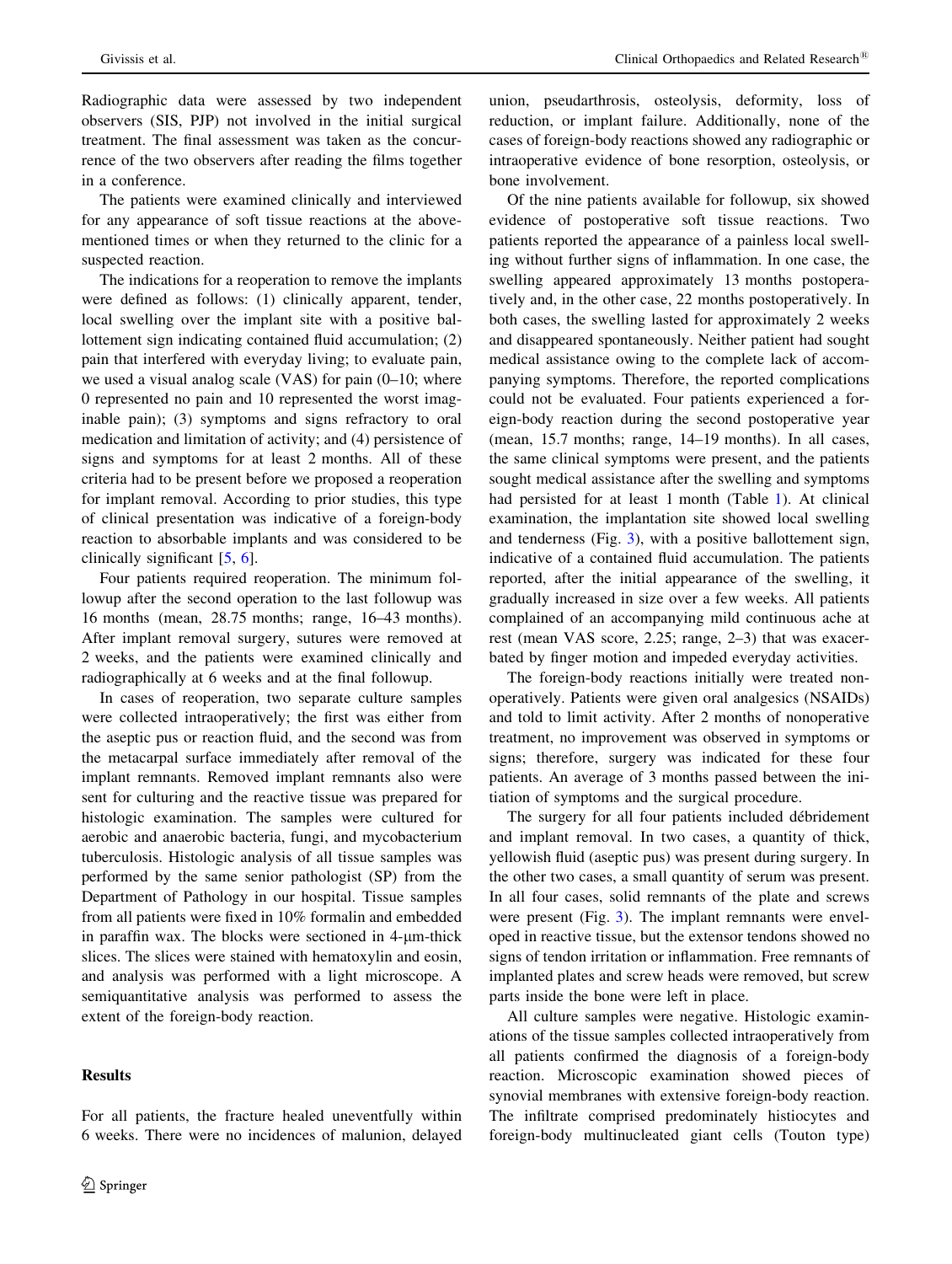Radiographic data were assessed by two independent observers (SIS, PJP) not involved in the initial surgical treatment. The final assessment was taken as the concurrence of the two observers after reading the films together in a conference.

The patients were examined clinically and interviewed for any appearance of soft tissue reactions at the above-mentioned times or when they returned to the clinic for a suspected reaction.

The indications for a reoperation to remove the implants were defined as follows: (1) clinically apparent, tender, local swelling over the implant site with a positive ballottement sign indicating contained fluid accumulation; (2) pain that interfered with everyday living; to evaluate pain, we used a visual analog scale (VAS) for pain (0–10; where 0 represented no pain and 10 represented the worst imaginable pain); (3) symptoms and signs refractory to oral medication and limitation of activity; and (4) persistence of signs and symptoms for at least 2 months. All of these criteria had to be present before we proposed a reoperation for implant removal. According to prior studies, this type of clinical presentation was indicative of a foreign-body reaction to absorbable implants and was considered to be clinically significant [5, 6].

Four patients required reoperation. The minimum followup after the second operation to the last followup was 16 months (mean, 28.75 months; range, 16–43 months). After implant removal surgery, sutures were removed at 2 weeks, and the patients were examined clinically and radiographically at 6 weeks and at the final followup.

In cases of reoperation, two separate culture samples were collected intraoperatively; the first was either from the aseptic pus or reaction fluid, and the second was from the metacarpal surface immediately after removal of the implant remnants. Removed implant remnants also were sent for culturing and the reactive tissue was prepared for histologic examination. The samples were cultured for aerobic and anaerobic bacteria, fungi, and mycobacterium tuberculosis. Histologic analysis of all tissue samples was performed by the same senior pathologist (SP) from the Department of Pathology in our hospital. Tissue samples from all patients were fixed in 10% formalin and embedded in paraffin wax. The blocks were sectioned in 4-μm-thick slices. The slices were stained with hematoxylin and eosin, and analysis was performed with a light microscope. A semiquantitative analysis was performed to assess the extent of the foreign-body reaction.

## Results

For all patients, the fracture healed uneventfully within 6 weeks. There were no incidences of malunion, delayed union, pseudarthrosis, osteolysis, deformity, loss of reduction, or implant failure. Additionally, none of the cases of foreign-body reactions showed any radiographic or intraoperative evidence of bone resorption, osteolysis, or bone involvement.

Of the nine patients available for followup, six showed evidence of postoperative soft tissue reactions. Two patients reported the appearance of a painless local swelling without further signs of inflammation. In one case, the swelling appeared approximately 13 months postoperatively and, in the other case, 22 months postoperatively. In both cases, the swelling lasted for approximately 2 weeks and disappeared spontaneously. Neither patient had sought medical assistance owing to the complete lack of accompanying symptoms. Therefore, the reported complications could not be evaluated. Four patients experienced a foreign-body reaction during the second postoperative year (mean, 15.7 months; range, 14–19 months). In all cases, the same clinical symptoms were present, and the patients sought medical assistance after the swelling and symptoms had persisted for at least 1 month (Table 1). At clinical examination, the implantation site showed local swelling and tenderness (Fig. 3), with a positive ballottement sign, indicative of a contained fluid accumulation. The patients reported, after the initial appearance of the swelling, it gradually increased in size over a few weeks. All patients complained of an accompanying mild continuous ache at rest (mean VAS score, 2.25; range, 2–3) that was exacerbated by finger motion and impeded everyday activities.

The foreign-body reactions initially were treated nonoperatively. Patients were given oral analgesics (NSAIDs) and told to limit activity. After 2 months of nonoperative treatment, no improvement was observed in symptoms or signs; therefore, surgery was indicated for these four patients. An average of 3 months passed between the initiation of symptoms and the surgical procedure.

The surgery for all four patients included débridement and implant removal. In two cases, a quantity of thick, yellowish fluid (aseptic pus) was present during surgery. In the other two cases, a small quantity of serum was present. In all four cases, solid remnants of the plate and screws were present (Fig. 3). The implant remnants were enveloped in reactive tissue, but the extensor tendons showed no signs of tendon irritation or inflammation. Free remnants of implanted plates and screw heads were removed, but screw parts inside the bone were left in place.

All culture samples were negative. Histologic examinations of the tissue samples collected intraoperatively from all patients confirmed the diagnosis of a foreign-body reaction. Microscopic examination showed pieces of synovial membranes with extensive foreign-body reaction. The infiltrate comprised predominately histiocytes and foreign-body multinucleated giant cells (Touton type)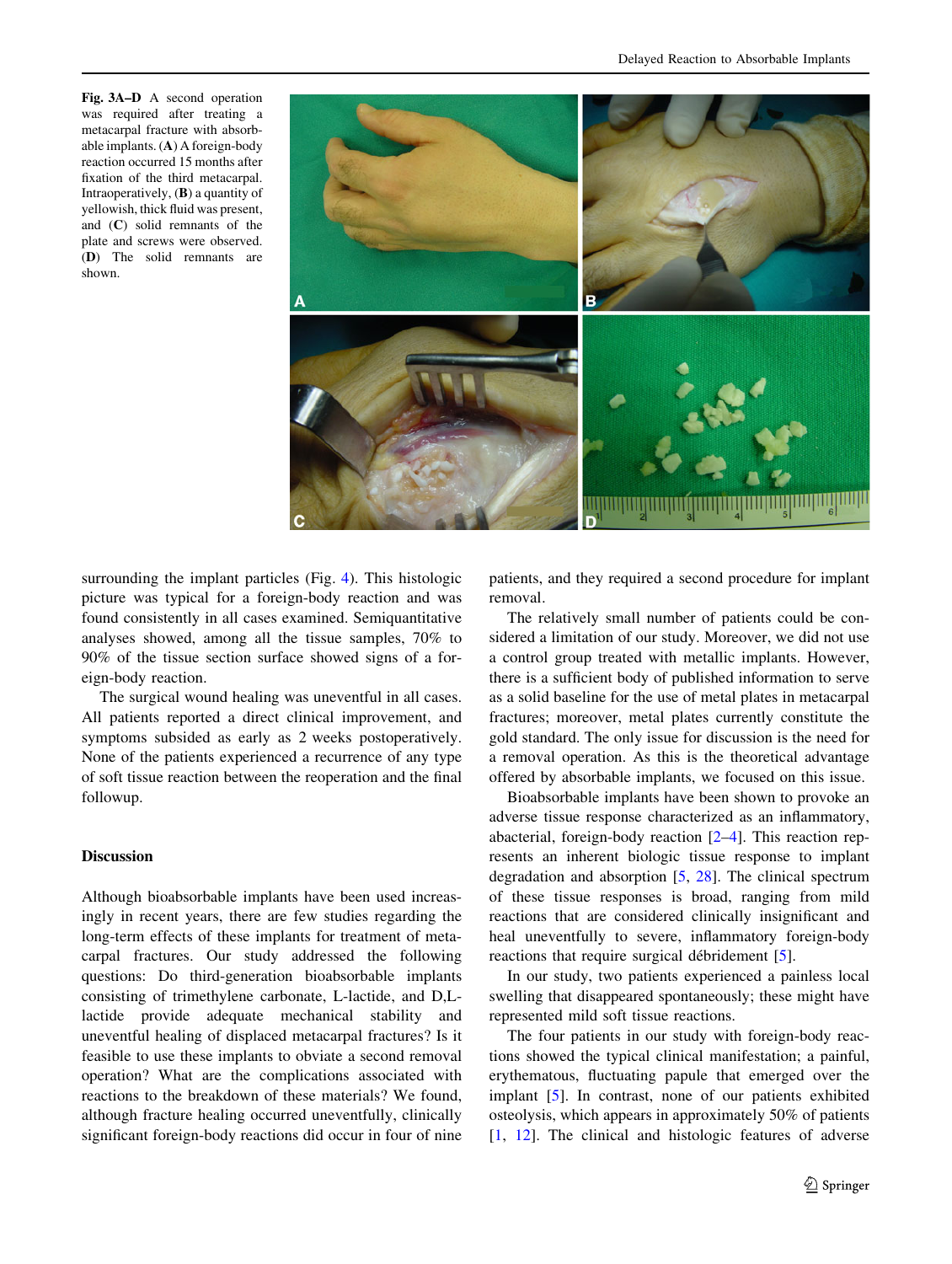**Fig. 3A–D** A second operation was required after treating a metacarpal fracture with absorbable implants. (**A**) A foreign-body reaction occurred 15 months after fixation of the third metacarpal. Intraoperatively, (**B**) a quantity of yellowish, thick fluid was present, and (**C**) solid remnants of the plate and screws were observed. (**D**) The solid remnants are shown.

surrounding the implant particles (Fig. 4). This histologic picture was typical for a foreign-body reaction and was found consistently in all cases examined. Semiquantitative analyses showed, among all the tissue samples, 70% to 90% of the tissue section surface showed signs of a foreign-body reaction.

The surgical wound healing was uneventful in all cases. All patients reported a direct clinical improvement, and symptoms subsided as early as 2 weeks postoperatively. None of the patients experienced a recurrence of any type of soft tissue reaction between the reoperation and the final followup.

## Discussion

Although bioabsorbable implants have been used increasingly in recent years, there are few studies regarding the long-term effects of these implants for treatment of metacarpal fractures. Our study addressed the following questions: Do third-generation bioabsorbable implants consisting of trimethylene carbonate, L-lactide, and D,L-lactide provide adequate mechanical stability and uneventful healing of displaced metacarpal fractures? Is it feasible to use these implants to obviate a second removal operation? What are the complications associated with reactions to the breakdown of these materials? We found, although fracture healing occurred uneventfully, clinically significant foreign-body reactions did occur in four of nine patients, and they required a second procedure for implant removal.

The relatively small number of patients could be considered a limitation of our study. Moreover, we did not use a control group treated with metallic implants. However, there is a sufficient body of published information to serve as a solid baseline for the use of metal plates in metacarpal fractures; moreover, metal plates currently constitute the gold standard. The only issue for discussion is the need for a removal operation. As this is the theoretical advantage offered by absorbable implants, we focused on this issue.

Bioabsorbable implants have been shown to provoke an adverse tissue response characterized as an inflammatory, abacterial, foreign-body reaction [2–4]. This reaction represents an inherent biologic tissue response to implant degradation and absorption [5, 28]. The clinical spectrum of these tissue responses is broad, ranging from mild reactions that are considered clinically insignificant and heal uneventfully to severe, inflammatory foreign-body reactions that require surgical débridement [5].

In our study, two patients experienced a painless local swelling that disappeared spontaneously; these might have represented mild soft tissue reactions.

The four patients in our study with foreign-body reactions showed the typical clinical manifestation; a painful, erythematous, fluctuating papule that emerged over the implant [5]. In contrast, none of our patients exhibited osteolysis, which appears in approximately 50% of patients [1, 12]. The clinical and histologic features of adverse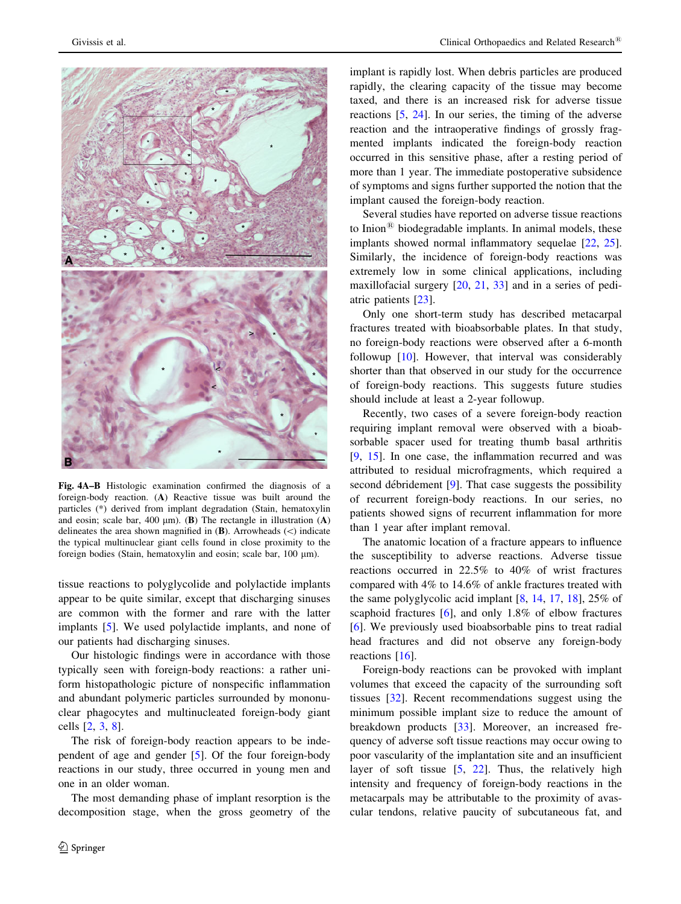**Fig. 4A–B** Histologic examination confirmed the diagnosis of a foreign-body reaction. (**A**) Reactive tissue was built around the particles (*) derived from implant degradation (Stain, hematoxylin and eosin; scale bar, 400 µm). (**B**) The rectangle in illustration (**A**) delineates the area shown magnified in (**B**). Arrowheads (<) indicate the typical multinuclear giant cells found in close proximity to the foreign bodies (Stain, hematoxylin and eosin; scale bar, 100 µm).

tissue reactions to polyglycolide and polylactide implants appear to be quite similar, except that discharging sinuses are common with the former and rare with the latter implants [5]. We used polylactide implants, and none of our patients had discharging sinuses.

Our histologic findings were in accordance with those typically seen with foreign-body reactions: a rather uniform histopathologic picture of nonspecific inflammation and abundant polymeric particles surrounded by mononuclear phagocytes and multinucleated foreign-body giant cells [2, 3, 8].

The risk of foreign-body reaction appears to be independent of age and gender [5]. Of the four foreign-body reactions in our study, three occurred in young men and one in an older woman.

The most demanding phase of implant resorption is the decomposition stage, when the gross geometry of the implant is rapidly lost. When debris particles are produced rapidly, the clearing capacity of the tissue may become taxed, and there is an increased risk for adverse tissue reactions [5, 24]. In our series, the timing of the adverse reaction and the intraoperative findings of grossly fragmented implants indicated the foreign-body reaction occurred in this sensitive phase, after a resting period of more than 1 year. The immediate postoperative subsidence of symptoms and signs further supported the notion that the implant caused the foreign-body reaction.

Several studies have reported on adverse tissue reactions to Inion® biodegradable implants. In animal models, these implants showed normal inflammatory sequelae [22, 25]. Similarly, the incidence of foreign-body reactions was extremely low in some clinical applications, including maxillofacial surgery [20, 21, 33] and in a series of pediatric patients [23].

Only one short-term study has described metacarpal fractures treated with bioabsorbable plates. In that study, no foreign-body reactions were observed after a 6-month followup [10]. However, that interval was considerably shorter than that observed in our study for the occurrence of foreign-body reactions. This suggests future studies should include at least a 2-year followup.

Recently, two cases of a severe foreign-body reaction requiring implant removal were observed with a bioabsorbable spacer used for treating thumb basal arthritis [9, 15]. In one case, the inflammation recurred and was attributed to residual microfragments, which required a second débridement [9]. That case suggests the possibility of recurrent foreign-body reactions. In our series, no patients showed signs of recurrent inflammation for more than 1 year after implant removal.

The anatomic location of a fracture appears to influence the susceptibility to adverse reactions. Adverse tissue reactions occurred in 22.5% to 40% of wrist fractures compared with 4% to 14.6% of ankle fractures treated with the same polyglycolic acid implant [8, 14, 17, 18], 25% of scaphoid fractures [6], and only 1.8% of elbow fractures [6]. We previously used bioabsorbable pins to treat radial head fractures and did not observe any foreign-body reactions [16].

Foreign-body reactions can be provoked with implant volumes that exceed the capacity of the surrounding soft tissues [32]. Recent recommendations suggest using the minimum possible implant size to reduce the amount of breakdown products [33]. Moreover, an increased frequency of adverse soft tissue reactions may occur owing to poor vascularity of the implantation site and an insufficient layer of soft tissue [5, 22]. Thus, the relatively high intensity and frequency of foreign-body reactions in the metacarpals may be attributable to the proximity of avascular tendons, relative paucity of subcutaneous fat, and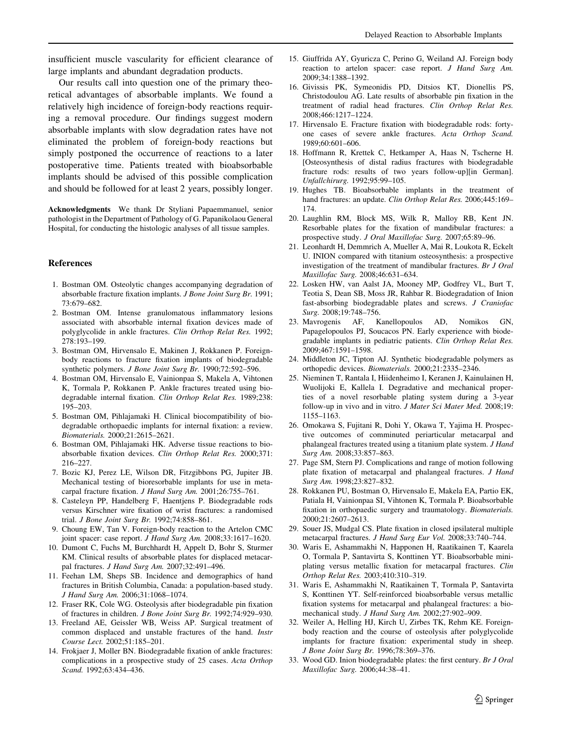insufficient muscle vascularity for efficient clearance of large implants and abundant degradation products.

Our results call into question one of the primary theoretical advantages of absorbable implants. We found a relatively high incidence of foreign-body reactions requiring a removal procedure. Our findings suggest modern absorbable implants with slow degradation rates have not eliminated the problem of foreign-body reactions but simply postponed the occurrence of reactions to a later postoperative time. Patients treated with bioabsorbable implants should be advised of this possible complication and should be followed for at least 2 years, possibly longer.

**Acknowledgments** We thank Dr Styliani Papaemmanuel, senior pathologist in the Department of Pathology of G. Papanikolaou General Hospital, for conducting the histologic analyses of all tissue samples.

## References

1. Bostman OM. Osteolytic changes accompanying degradation of absorbable fracture fixation implants. *J Bone Joint Surg Br.* 1991; 73:679–682.
2. Bostman OM. Intense granulomatous inflammatory lesions associated with absorbable internal fixation devices made of polyglycolide in ankle fractures. *Clin Orthop Relat Res.* 1992; 278:193–199.
3. Bostman OM, Hirvensalo E, Makinen J, Rokkanen P. Foreign-body reactions to fracture fixation implants of biodegradable synthetic polymers. *J Bone Joint Surg Br.* 1990;72:592–596.
4. Bostman OM, Hirvensalo E, Vainionpaa S, Makela A, Vihtonen K, Tormala P, Rokkanen P. Ankle fractures treated using biodegradable internal fixation. *Clin Orthop Relat Res.* 1989;238: 195–203.
5. Bostman OM, Pihlajamaki H. Clinical biocompatibility of biodegradable orthopaedic implants for internal fixation: a review. *Biomaterials.* 2000;21:2615–2621.
6. Bostman OM, Pihlajamaki HK. Adverse tissue reactions to bioabsorbable fixation devices. *Clin Orthop Relat Res.* 2000;371: 216–227.
7. Bozic KJ, Perez LE, Wilson DR, Fitzgibbons PG, Jupiter JB. Mechanical testing of bioresorbable implants for use in metacarpal fracture fixation. *J Hand Surg Am.* 2001;26:755–761.
8. Casteleyn PP, Handelberg F, Haentjens P. Biodegradable rods versus Kirschner wire fixation of wrist fractures: a randomised trial. *J Bone Joint Surg Br.* 1992;74:858–861.
9. Choung EW, Tan V. Foreign-body reaction to the Artelon CMC joint spacer: case report. *J Hand Surg Am.* 2008;33:1617–1620.
10. Dumont C, Fuchs M, Burchhardt H, Appelt D, Bohr S, Sturmer KM. Clinical results of absorbable plates for displaced metacarpal fractures. *J Hand Surg Am.* 2007;32:491–496.
11. Feehan LM, Sheps SB. Incidence and demographics of hand fractures in British Columbia, Canada: a population-based study. *J Hand Surg Am.* 2006;31:1068–1074.
12. Fraser RK, Cole WG. Osteolysis after biodegradable pin fixation of fractures in children. *J Bone Joint Surg Br.* 1992;74:929–930.
13. Freeland AE, Geissler WB, Weiss AP. Surgical treatment of common displaced and unstable fractures of the hand. *Instr Course Lect.* 2002;51:185–201.
14. Frokjaer J, Moller BN. Biodegradable fixation of ankle fractures: complications in a prospective study of 25 cases. *Acta Orthop Scand.* 1992;63:434–436.
15. Giuffrida AY, Gyuricza C, Perino G, Weiland AJ. Foreign body reaction to artelon spacer: case report. *J Hand Surg Am.* 2009;34:1388–1392.
16. Givissis PK, Symeonidis PD, Ditsios KT, Dionellis PS, Christodoulou AG. Late results of absorbable pin fixation in the treatment of radial head fractures. *Clin Orthop Relat Res.* 2008;466:1217–1224.
17. Hirvensalo E. Fracture fixation with biodegradable rods: forty-one cases of severe ankle fractures. *Acta Orthop Scand.* 1989;60:601–606.
18. Hoffmann R, Krettek C, Hetkamper A, Haas N, Tscherne H. [Osteosynthesis of distal radius fractures with biodegradable fracture rods: results of two years follow-up][in German]. *Unfallchirurg.* 1992;95:99–105.
19. Hughes TB. Bioabsorbable implants in the treatment of hand fractures: an update. *Clin Orthop Relat Res.* 2006;445:169–174.
20. Laughlin RM, Block MS, Wilk R, Malloy RB, Kent JN. Resorbable plates for the fixation of mandibular fractures: a prospective study. *J Oral Maxillofac Surg.* 2007;65:89–96.
21. Leonhardt H, Demmrich A, Mueller A, Mai R, Loukota R, Eckelt U. INION compared with titanium osteosynthesis: a prospective investigation of the treatment of mandibular fractures. *Br J Oral Maxillofac Surg.* 2008;46:631–634.
22. Losken HW, van Aalst JA, Mooney MP, Godfrey VL, Burt T, Teotia S, Dean SB, Moss JR, Rahbar R. Biodegradation of Inion fast-absorbing biodegradable plates and screws. *J Craniofac Surg.* 2008;19:748–756.
23. Mavrogenis AF, Kanellopoulos AD, Nomikos GN, Papagelopoulos PJ, Soucacos PN. Early experience with biodegradable implants in pediatric patients. *Clin Orthop Relat Res.* 2009;467:1591–1598.
24. Middleton JC, Tipton AJ. Synthetic biodegradable polymers as orthopedic devices. *Biomaterials.* 2000;21:2335–2346.
25. Nieminen T, Rantala I, Hiidenheimo I, Keranen J, Kainulainen H, Wuolijoki E, Kallela I. Degradative and mechanical properties of a novel resorbable plating system during a 3-year follow-up in vivo and in vitro. *J Mater Sci Mater Med.* 2008;19: 1155–1163.
26. Omokawa S, Fujitani R, Dohi Y, Okawa T, Yajima H. Prospective outcomes of comminuted periarticular metacarpal and phalangeal fractures treated using a titanium plate system. *J Hand Surg Am.* 2008;33:857–863.
27. Page SM, Stern PJ. Complications and range of motion following plate fixation of metacarpal and phalangeal fractures. *J Hand Surg Am.* 1998;23:827–832.
28. Rokkanen PU, Bostman O, Hirvensalo E, Makela EA, Partio EK, Patiala H, Vainionpaa SI, Vihtonen K, Tormala P. Bioabsorbable fixation in orthopaedic surgery and traumatology. *Biomaterials.* 2000;21:2607–2613.
29. Souer JS, Mudgal CS. Plate fixation in closed ipsilateral multiple metacarpal fractures. *J Hand Surg Eur Vol.* 2008;33:740–744.
30. Waris E, Ashammakhi N, Happonen H, Raatikainen T, Kaarela O, Tormala P, Santavirta S, Konttinen YT. Bioabsorbable miniplating versus metallic fixation for metacarpal fractures. *Clin Orthop Relat Res.* 2003;410:310–319.
31. Waris E, Ashammakhi N, Raatikainen T, Tormala P, Santavirta S, Konttinen YT. Self-reinforced bioabsorbable versus metallic fixation systems for metacarpal and phalangeal fractures: a biomechanical study. *J Hand Surg Am.* 2002;27:902–909.
32. Weiler A, Helling HJ, Kirch U, Zirbes TK, Rehm KE. Foreign-body reaction and the course of osteolysis after polyglycolide implants for fracture fixation: experimental study in sheep. *J Bone Joint Surg Br.* 1996;78:369–376.
33. Wood GD. Inion biodegradable plates: the first century. *Br J Oral Maxillofac Surg.* 2006;44:38–41.